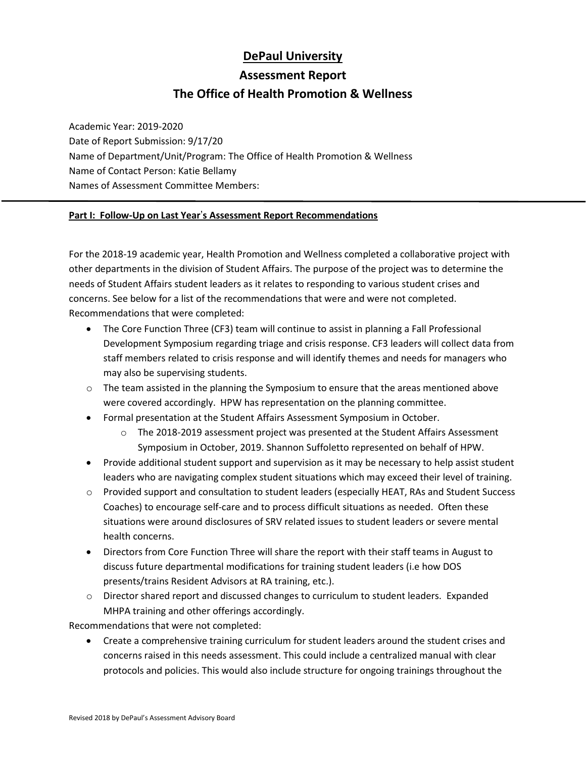# DePaul University

## Assessment Report

## The Office of Health Promotion & Wellness

Academic Year: 2019-2020
Date of Report Submission: 9/17/20
Name of Department/Unit/Program: The Office of Health Promotion & Wellness
Name of Contact Person: Katie Bellamy
Names of Assessment Committee Members:

---

**Part I: Follow-Up on Last Year's Assessment Report Recommendations**

For the 2018-19 academic year, Health Promotion and Wellness completed a collaborative project with other departments in the division of Student Affairs. The purpose of the project was to determine the needs of Student Affairs student leaders as it relates to responding to various student crises and concerns. See below for a list of the recommendations that were and were not completed.
Recommendations that were completed:

- The Core Function Three (CF3) team will continue to assist in planning a Fall Professional Development Symposium regarding triage and crisis response. CF3 leaders will collect data from staff members related to crisis response and will identify themes and needs for managers who may also be supervising students.
  - The team assisted in the planning the Symposium to ensure that the areas mentioned above were covered accordingly. HPW has representation on the planning committee.
- Formal presentation at the Student Affairs Assessment Symposium in October.
  - The 2018-2019 assessment project was presented at the Student Affairs Assessment Symposium in October, 2019. Shannon Suffoletto represented on behalf of HPW.
- Provide additional student support and supervision as it may be necessary to help assist student leaders who are navigating complex student situations which may exceed their level of training.
  - Provided support and consultation to student leaders (especially HEAT, RAs and Student Success Coaches) to encourage self-care and to process difficult situations as needed. Often these situations were around disclosures of SRV related issues to student leaders or severe mental health concerns.
- Directors from Core Function Three will share the report with their staff teams in August to discuss future departmental modifications for training student leaders (i.e how DOS presents/trains Resident Advisors at RA training, etc.).
  - Director shared report and discussed changes to curriculum to student leaders. Expanded MHPA training and other offerings accordingly.

Recommendations that were not completed:

- Create a comprehensive training curriculum for student leaders around the student crises and concerns raised in this needs assessment. This could include a centralized manual with clear protocols and policies. This would also include structure for ongoing trainings throughout the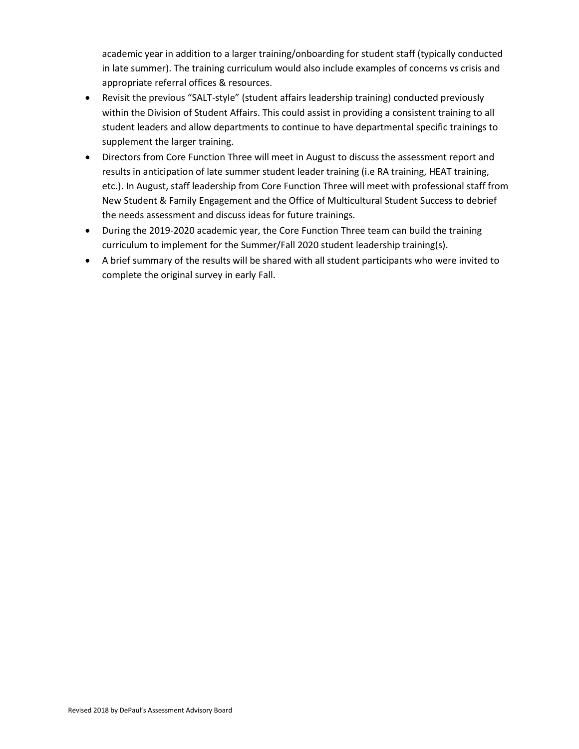academic year in addition to a larger training/onboarding for student staff (typically conducted in late summer). The training curriculum would also include examples of concerns vs crisis and appropriate referral offices & resources.

- Revisit the previous "SALT-style" (student affairs leadership training) conducted previously within the Division of Student Affairs. This could assist in providing a consistent training to all student leaders and allow departments to continue to have departmental specific trainings to supplement the larger training.
- Directors from Core Function Three will meet in August to discuss the assessment report and results in anticipation of late summer student leader training (i.e RA training, HEAT training, etc.). In August, staff leadership from Core Function Three will meet with professional staff from New Student & Family Engagement and the Office of Multicultural Student Success to debrief the needs assessment and discuss ideas for future trainings.
- During the 2019-2020 academic year, the Core Function Three team can build the training curriculum to implement for the Summer/Fall 2020 student leadership training(s).
- A brief summary of the results will be shared with all student participants who were invited to complete the original survey in early Fall.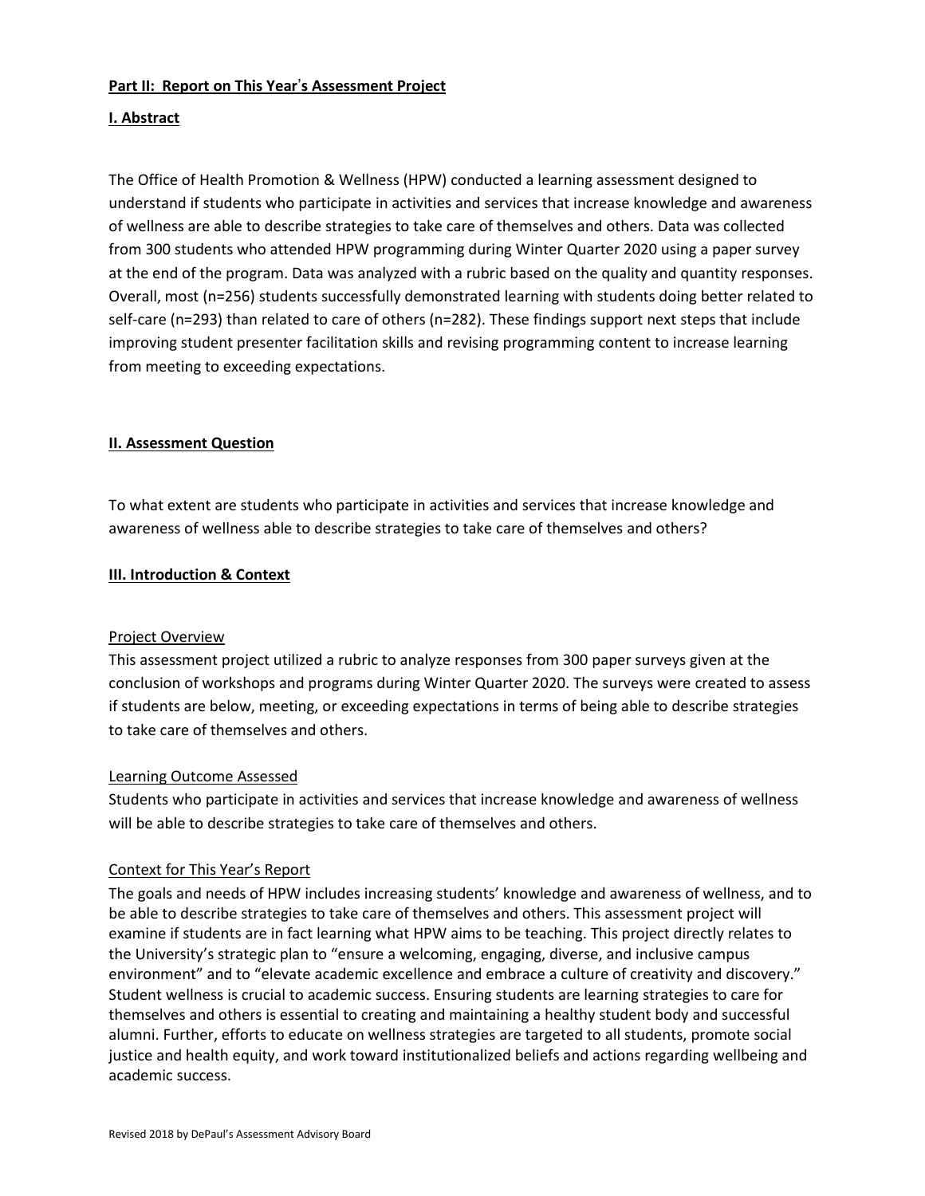**Part II: Report on This Year's Assessment Project**

**I. Abstract**

The Office of Health Promotion & Wellness (HPW) conducted a learning assessment designed to understand if students who participate in activities and services that increase knowledge and awareness of wellness are able to describe strategies to take care of themselves and others. Data was collected from 300 students who attended HPW programming during Winter Quarter 2020 using a paper survey at the end of the program. Data was analyzed with a rubric based on the quality and quantity responses. Overall, most (n=256) students successfully demonstrated learning with students doing better related to self-care (n=293) than related to care of others (n=282). These findings support next steps that include improving student presenter facilitation skills and revising programming content to increase learning from meeting to exceeding expectations.

**II. Assessment Question**

To what extent are students who participate in activities and services that increase knowledge and awareness of wellness able to describe strategies to take care of themselves and others?

**III. Introduction & Context**

Project Overview

This assessment project utilized a rubric to analyze responses from 300 paper surveys given at the conclusion of workshops and programs during Winter Quarter 2020. The surveys were created to assess if students are below, meeting, or exceeding expectations in terms of being able to describe strategies to take care of themselves and others.

Learning Outcome Assessed

Students who participate in activities and services that increase knowledge and awareness of wellness will be able to describe strategies to take care of themselves and others.

Context for This Year's Report

The goals and needs of HPW includes increasing students' knowledge and awareness of wellness, and to be able to describe strategies to take care of themselves and others. This assessment project will examine if students are in fact learning what HPW aims to be teaching. This project directly relates to the University's strategic plan to "ensure a welcoming, engaging, diverse, and inclusive campus environment" and to "elevate academic excellence and embrace a culture of creativity and discovery." Student wellness is crucial to academic success. Ensuring students are learning strategies to care for themselves and others is essential to creating and maintaining a healthy student body and successful alumni. Further, efforts to educate on wellness strategies are targeted to all students, promote social justice and health equity, and work toward institutionalized beliefs and actions regarding wellbeing and academic success.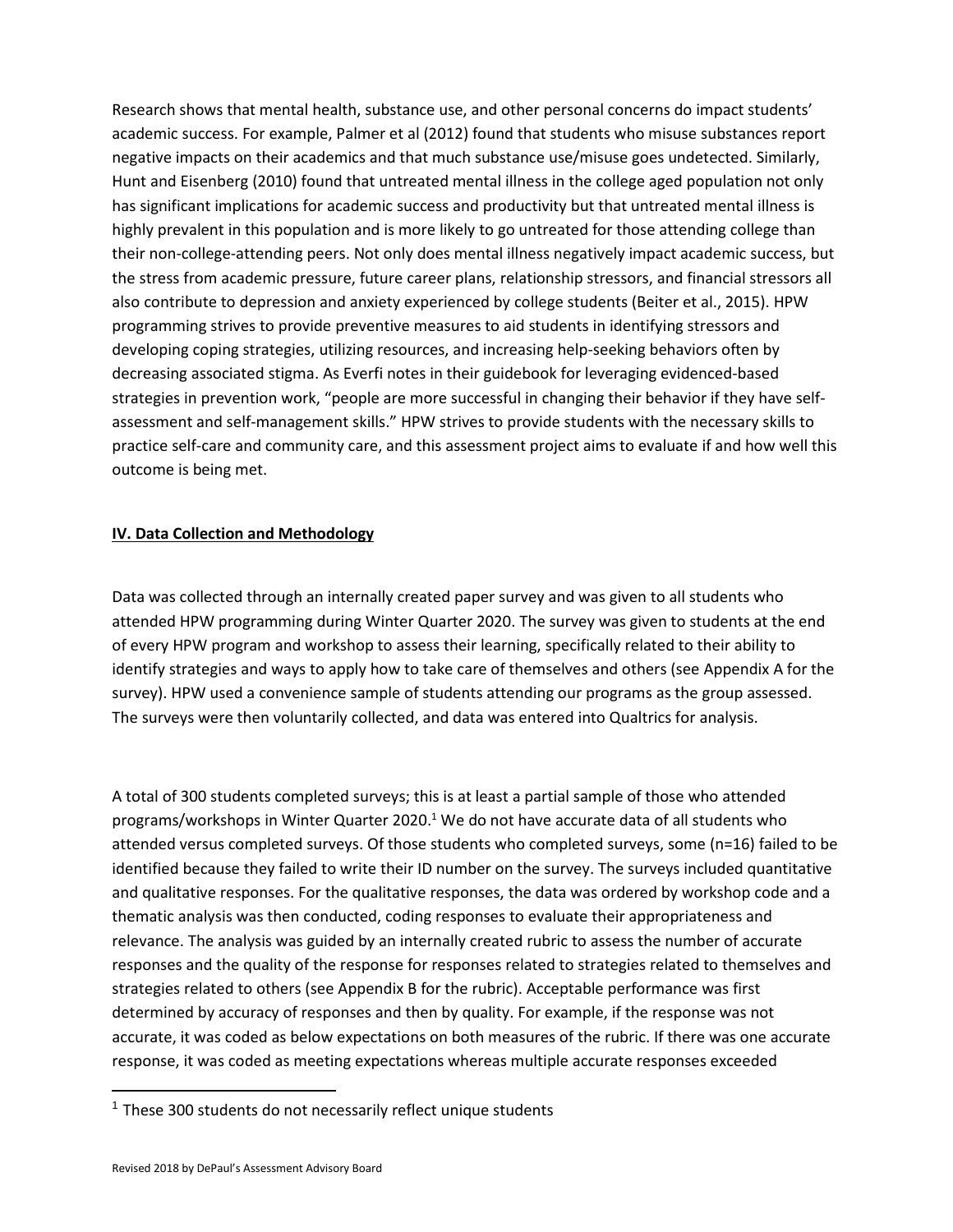Research shows that mental health, substance use, and other personal concerns do impact students' academic success. For example, Palmer et al (2012) found that students who misuse substances report negative impacts on their academics and that much substance use/misuse goes undetected. Similarly, Hunt and Eisenberg (2010) found that untreated mental illness in the college aged population not only has significant implications for academic success and productivity but that untreated mental illness is highly prevalent in this population and is more likely to go untreated for those attending college than their non-college-attending peers. Not only does mental illness negatively impact academic success, but the stress from academic pressure, future career plans, relationship stressors, and financial stressors all also contribute to depression and anxiety experienced by college students (Beiter et al., 2015). HPW programming strives to provide preventive measures to aid students in identifying stressors and developing coping strategies, utilizing resources, and increasing help-seeking behaviors often by decreasing associated stigma. As Everfi notes in their guidebook for leveraging evidenced-based strategies in prevention work, "people are more successful in changing their behavior if they have self-assessment and self-management skills." HPW strives to provide students with the necessary skills to practice self-care and community care, and this assessment project aims to evaluate if and how well this outcome is being met.

## IV. Data Collection and Methodology

Data was collected through an internally created paper survey and was given to all students who attended HPW programming during Winter Quarter 2020. The survey was given to students at the end of every HPW program and workshop to assess their learning, specifically related to their ability to identify strategies and ways to apply how to take care of themselves and others (see Appendix A for the survey). HPW used a convenience sample of students attending our programs as the group assessed. The surveys were then voluntarily collected, and data was entered into Qualtrics for analysis.

A total of 300 students completed surveys; this is at least a partial sample of those who attended programs/workshops in Winter Quarter 2020.[1] We do not have accurate data of all students who attended versus completed surveys. Of those students who completed surveys, some (n=16) failed to be identified because they failed to write their ID number on the survey. The surveys included quantitative and qualitative responses. For the qualitative responses, the data was ordered by workshop code and a thematic analysis was then conducted, coding responses to evaluate their appropriateness and relevance. The analysis was guided by an internally created rubric to assess the number of accurate responses and the quality of the response for responses related to strategies related to themselves and strategies related to others (see Appendix B for the rubric). Acceptable performance was first determined by accuracy of responses and then by quality. For example, if the response was not accurate, it was coded as below expectations on both measures of the rubric. If there was one accurate response, it was coded as meeting expectations whereas multiple accurate responses exceeded

[1] These 300 students do not necessarily reflect unique students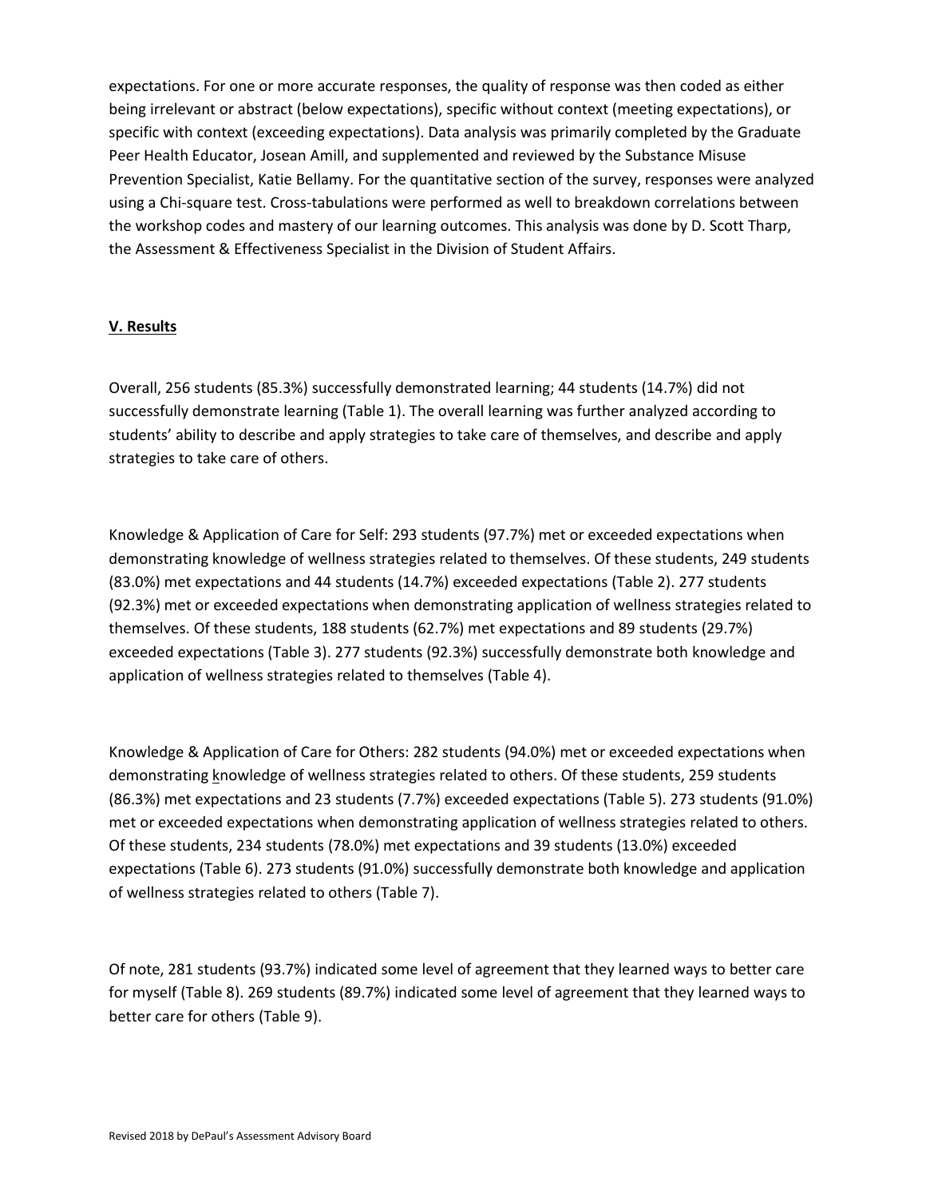expectations. For one or more accurate responses, the quality of response was then coded as either being irrelevant or abstract (below expectations), specific without context (meeting expectations), or specific with context (exceeding expectations). Data analysis was primarily completed by the Graduate Peer Health Educator, Josean Amill, and supplemented and reviewed by the Substance Misuse Prevention Specialist, Katie Bellamy. For the quantitative section of the survey, responses were analyzed using a Chi-square test. Cross-tabulations were performed as well to breakdown correlations between the workshop codes and mastery of our learning outcomes. This analysis was done by D. Scott Tharp, the Assessment & Effectiveness Specialist in the Division of Student Affairs.

## V. Results

Overall, 256 students (85.3%) successfully demonstrated learning; 44 students (14.7%) did not successfully demonstrate learning (Table 1). The overall learning was further analyzed according to students' ability to describe and apply strategies to take care of themselves, and describe and apply strategies to take care of others.

Knowledge & Application of Care for Self: 293 students (97.7%) met or exceeded expectations when demonstrating knowledge of wellness strategies related to themselves. Of these students, 249 students (83.0%) met expectations and 44 students (14.7%) exceeded expectations (Table 2). 277 students (92.3%) met or exceeded expectations when demonstrating application of wellness strategies related to themselves. Of these students, 188 students (62.7%) met expectations and 89 students (29.7%) exceeded expectations (Table 3). 277 students (92.3%) successfully demonstrate both knowledge and application of wellness strategies related to themselves (Table 4).

Knowledge & Application of Care for Others: 282 students (94.0%) met or exceeded expectations when demonstrating knowledge of wellness strategies related to others. Of these students, 259 students (86.3%) met expectations and 23 students (7.7%) exceeded expectations (Table 5). 273 students (91.0%) met or exceeded expectations when demonstrating application of wellness strategies related to others. Of these students, 234 students (78.0%) met expectations and 39 students (13.0%) exceeded expectations (Table 6). 273 students (91.0%) successfully demonstrate both knowledge and application of wellness strategies related to others (Table 7).

Of note, 281 students (93.7%) indicated some level of agreement that they learned ways to better care for myself (Table 8). 269 students (89.7%) indicated some level of agreement that they learned ways to better care for others (Table 9).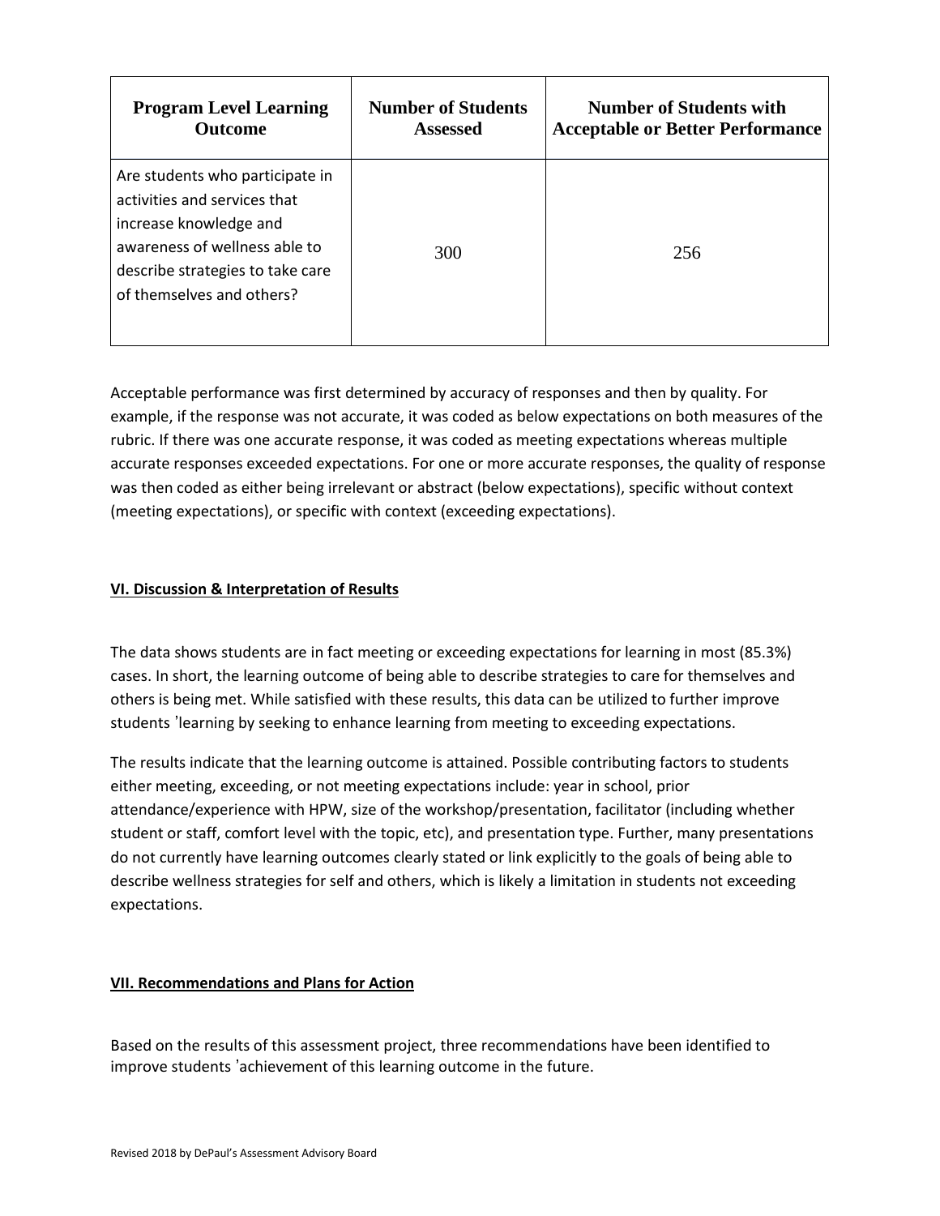| Program Level Learning Outcome | Number of Students Assessed | Number of Students with Acceptable or Better Performance |
|---|---|---|
| Are students who participate in activities and services that increase knowledge and awareness of wellness able to describe strategies to take care of themselves and others? | 300 | 256 |

Acceptable performance was first determined by accuracy of responses and then by quality. For example, if the response was not accurate, it was coded as below expectations on both measures of the rubric. If there was one accurate response, it was coded as meeting expectations whereas multiple accurate responses exceeded expectations. For one or more accurate responses, the quality of response was then coded as either being irrelevant or abstract (below expectations), specific without context (meeting expectations), or specific with context (exceeding expectations).

## VI. Discussion & Interpretation of Results

The data shows students are in fact meeting or exceeding expectations for learning in most (85.3%) cases. In short, the learning outcome of being able to describe strategies to care for themselves and others is being met. While satisfied with these results, this data can be utilized to further improve students 'learning by seeking to enhance learning from meeting to exceeding expectations.

The results indicate that the learning outcome is attained. Possible contributing factors to students either meeting, exceeding, or not meeting expectations include: year in school, prior attendance/experience with HPW, size of the workshop/presentation, facilitator (including whether student or staff, comfort level with the topic, etc), and presentation type. Further, many presentations do not currently have learning outcomes clearly stated or link explicitly to the goals of being able to describe wellness strategies for self and others, which is likely a limitation in students not exceeding expectations.

## VII. Recommendations and Plans for Action

Based on the results of this assessment project, three recommendations have been identified to improve students 'achievement of this learning outcome in the future.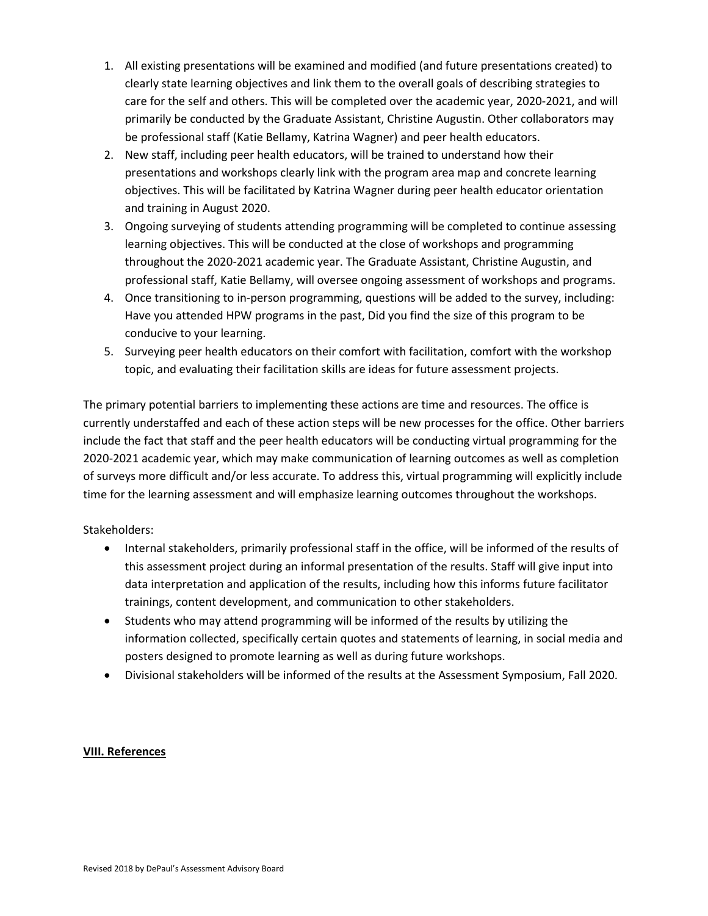1. All existing presentations will be examined and modified (and future presentations created) to clearly state learning objectives and link them to the overall goals of describing strategies to care for the self and others. This will be completed over the academic year, 2020-2021, and will primarily be conducted by the Graduate Assistant, Christine Augustin. Other collaborators may be professional staff (Katie Bellamy, Katrina Wagner) and peer health educators.
2. New staff, including peer health educators, will be trained to understand how their presentations and workshops clearly link with the program area map and concrete learning objectives. This will be facilitated by Katrina Wagner during peer health educator orientation and training in August 2020.
3. Ongoing surveying of students attending programming will be completed to continue assessing learning objectives. This will be conducted at the close of workshops and programming throughout the 2020-2021 academic year. The Graduate Assistant, Christine Augustin, and professional staff, Katie Bellamy, will oversee ongoing assessment of workshops and programs.
4. Once transitioning to in-person programming, questions will be added to the survey, including: Have you attended HPW programs in the past, Did you find the size of this program to be conducive to your learning.
5. Surveying peer health educators on their comfort with facilitation, comfort with the workshop topic, and evaluating their facilitation skills are ideas for future assessment projects.

The primary potential barriers to implementing these actions are time and resources. The office is currently understaffed and each of these action steps will be new processes for the office. Other barriers include the fact that staff and the peer health educators will be conducting virtual programming for the 2020-2021 academic year, which may make communication of learning outcomes as well as completion of surveys more difficult and/or less accurate. To address this, virtual programming will explicitly include time for the learning assessment and will emphasize learning outcomes throughout the workshops.

Stakeholders:

- Internal stakeholders, primarily professional staff in the office, will be informed of the results of this assessment project during an informal presentation of the results. Staff will give input into data interpretation and application of the results, including how this informs future facilitator trainings, content development, and communication to other stakeholders.
- Students who may attend programming will be informed of the results by utilizing the information collected, specifically certain quotes and statements of learning, in social media and posters designed to promote learning as well as during future workshops.
- Divisional stakeholders will be informed of the results at the Assessment Symposium, Fall 2020.

## VIII. References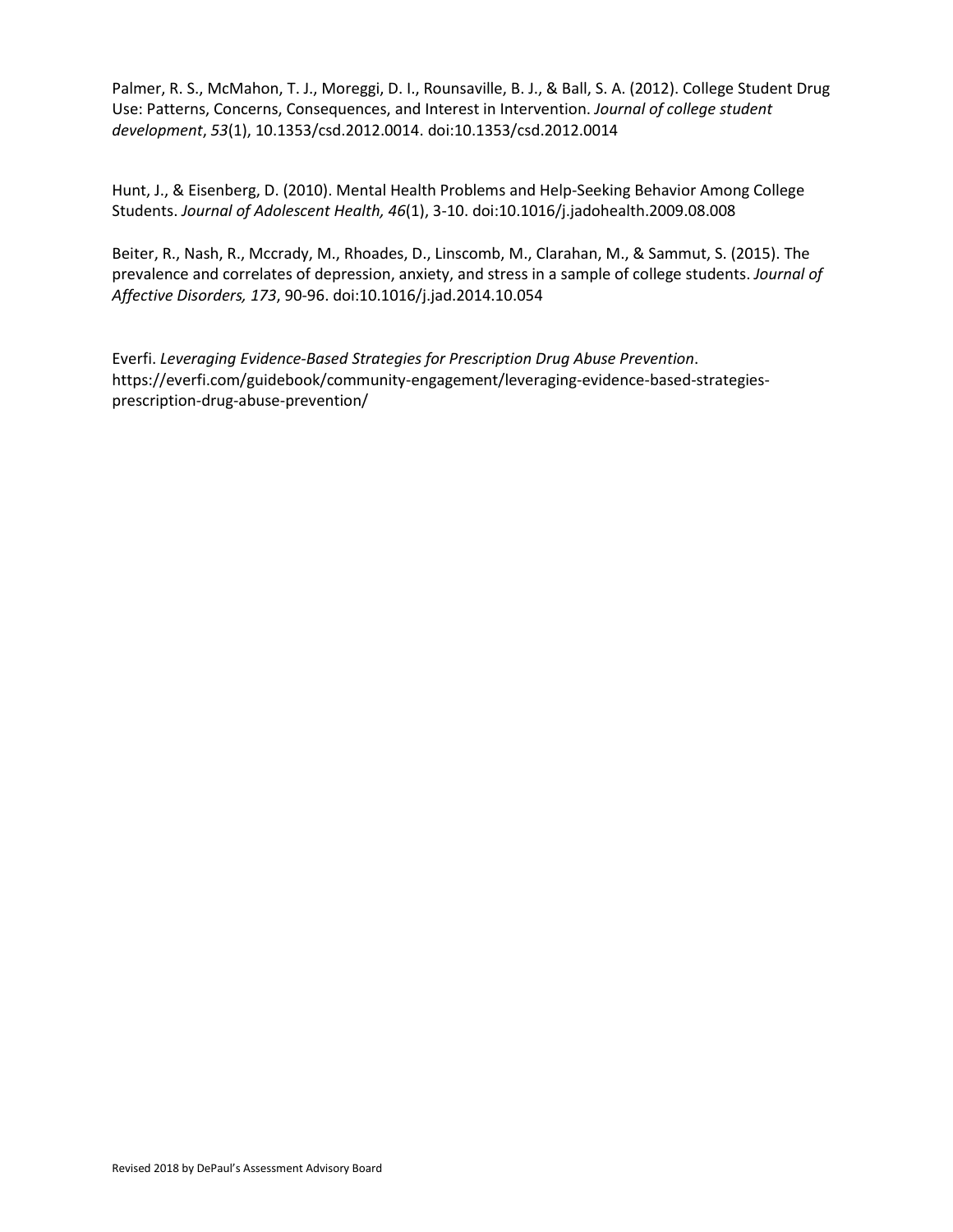Palmer, R. S., McMahon, T. J., Moreggi, D. I., Rounsaville, B. J., & Ball, S. A. (2012). College Student Drug Use: Patterns, Concerns, Consequences, and Interest in Intervention. *Journal of college student development*, *53*(1), 10.1353/csd.2012.0014. doi:10.1353/csd.2012.0014

Hunt, J., & Eisenberg, D. (2010). Mental Health Problems and Help-Seeking Behavior Among College Students. *Journal of Adolescent Health, 46*(1), 3-10. doi:10.1016/j.jadohealth.2009.08.008

Beiter, R., Nash, R., Mccrady, M., Rhoades, D., Linscomb, M., Clarahan, M., & Sammut, S. (2015). The prevalence and correlates of depression, anxiety, and stress in a sample of college students. *Journal of Affective Disorders, 173*, 90-96. doi:10.1016/j.jad.2014.10.054

Everfi. *Leveraging Evidence-Based Strategies for Prescription Drug Abuse Prevention*. https://everfi.com/guidebook/community-engagement/leveraging-evidence-based-strategies-prescription-drug-abuse-prevention/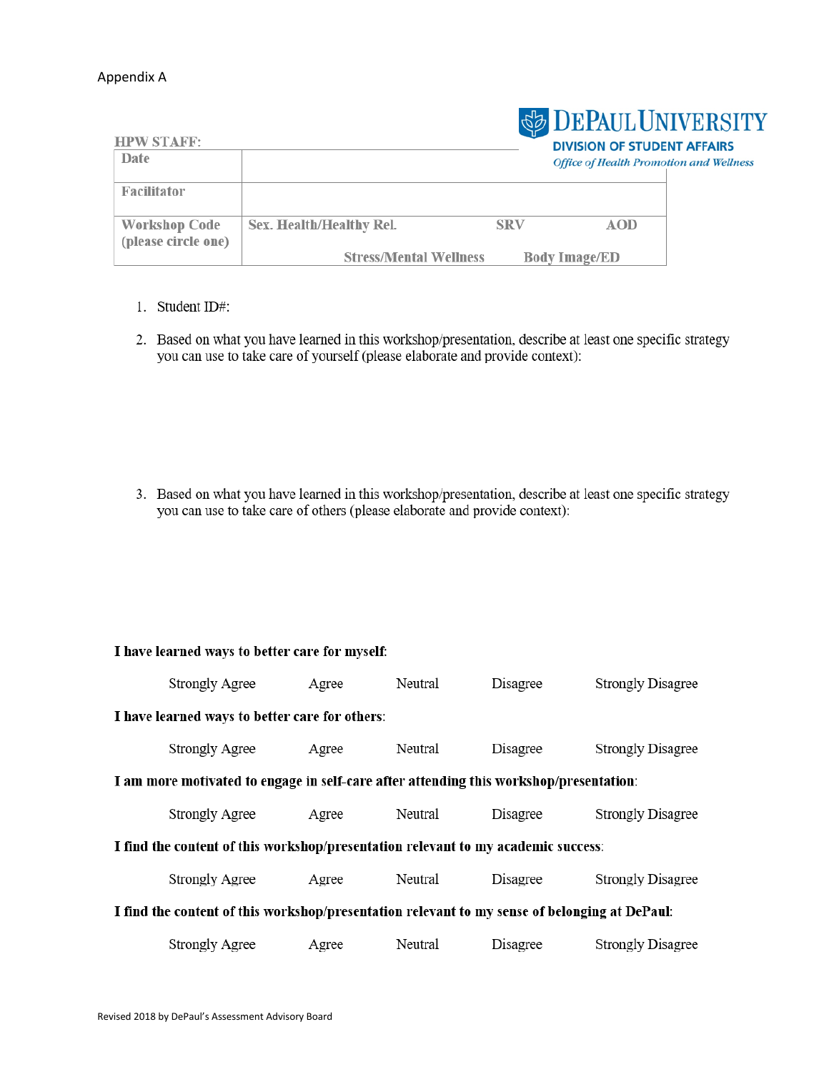Appendix A

**DePaul University**
**Division of Student Affairs**
*Office of Health Promotion and Wellness*

**HPW STAFF:**

| | | | |
|---|---|---|---|
| **Date** | | | |
| **Facilitator** | | | |
| **Workshop Code (please circle one)** | **Sex. Health/Healthy Rel.** <br> **Stress/Mental Wellness** | **SRV** <br> **Body Image/ED** | **AOD** |

1. Student ID#:

2. Based on what you have learned in this workshop/presentation, describe at least one specific strategy you can use to take care of yourself (please elaborate and provide context):

3. Based on what you have learned in this workshop/presentation, describe at least one specific strategy you can use to take care of others (please elaborate and provide context):

**I have learned ways to better care for myself**:

Strongly Agree    Agree    Neutral    Disagree    Strongly Disagree

**I have learned ways to better care for others**:

Strongly Agree    Agree    Neutral    Disagree    Strongly Disagree

**I am more motivated to engage in self-care after attending this workshop/presentation**:

Strongly Agree    Agree    Neutral    Disagree    Strongly Disagree

**I find the content of this workshop/presentation relevant to my academic success**:

Strongly Agree    Agree    Neutral    Disagree    Strongly Disagree

**I find the content of this workshop/presentation relevant to my sense of belonging at DePaul**:

Strongly Agree    Agree    Neutral    Disagree    Strongly Disagree

Revised 2018 by DePaul's Assessment Advisory Board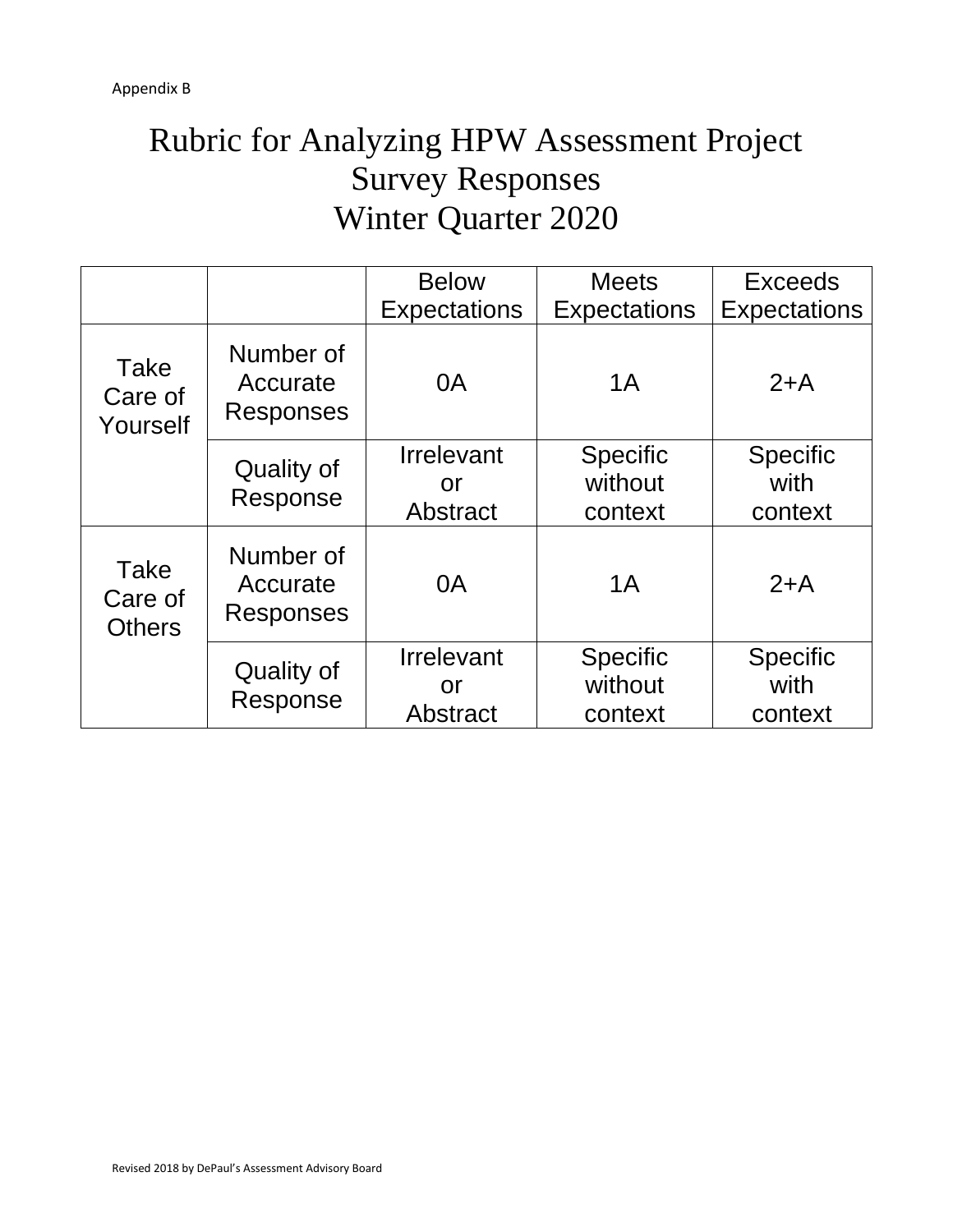Appendix B

# Rubric for Analyzing HPW Assessment Project Survey Responses Winter Quarter 2020

| | | Below Expectations | Meets Expectations | Exceeds Expectations |
|---|---|---|---|---|
| Take Care of Yourself | Number of Accurate Responses | 0A | 1A | 2+A |
| | Quality of Response | Irrelevant or Abstract | Specific without context | Specific with context |
| Take Care of Others | Number of Accurate Responses | 0A | 1A | 2+A |
| | Quality of Response | Irrelevant or Abstract | Specific without context | Specific with context |

Revised 2018 by DePaul's Assessment Advisory Board